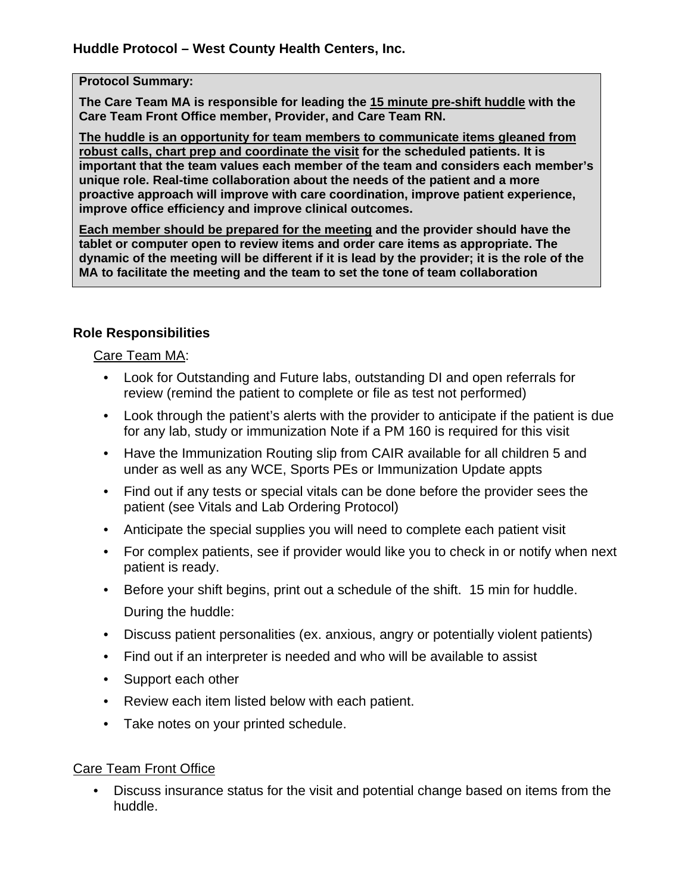**Huddle Protocol – West County Health Centers, Inc.**

**Protocol Summary:**

**The Care Team MA is responsible for leading the 15 minute pre-shift huddle with the Care Team Front Office member, Provider, and Care Team RN.**

**The huddle is an opportunity for team members to communicate items gleaned from robust calls, chart prep and coordinate the visit for the scheduled patients. It is important that the team values each member of the team and considers each member's unique role. Real-time collaboration about the needs of the patient and a more proactive approach will improve with care coordination, improve patient experience, improve office efficiency and improve clinical outcomes.**

**Each member should be prepared for the meeting and the provider should have the tablet or computer open to review items and order care items as appropriate. The dynamic of the meeting will be different if it is lead by the provider; it is the role of the MA to facilitate the meeting and the team to set the tone of team collaboration**

## Role Responsibilities

Care Team MA:

- Look for Outstanding and Future labs, outstanding DI and open referrals for review (remind the patient to complete or file as test not performed)
- Look through the patient's alerts with the provider to anticipate if the patient is due for any lab, study or immunization Note if a PM 160 is required for this visit
- Have the Immunization Routing slip from CAIR available for all children 5 and under as well as any WCE, Sports PEs or Immunization Update appts
- Find out if any tests or special vitals can be done before the provider sees the patient (see Vitals and Lab Ordering Protocol)
- Anticipate the special supplies you will need to complete each patient visit
- For complex patients, see if provider would like you to check in or notify when next patient is ready.
- Before your shift begins, print out a schedule of the shift. 15 min for huddle.

  During the huddle:
- Discuss patient personalities (ex. anxious, angry or potentially violent patients)
- Find out if an interpreter is needed and who will be available to assist
- Support each other
- Review each item listed below with each patient.
- Take notes on your printed schedule.

Care Team Front Office

- Discuss insurance status for the visit and potential change based on items from the huddle.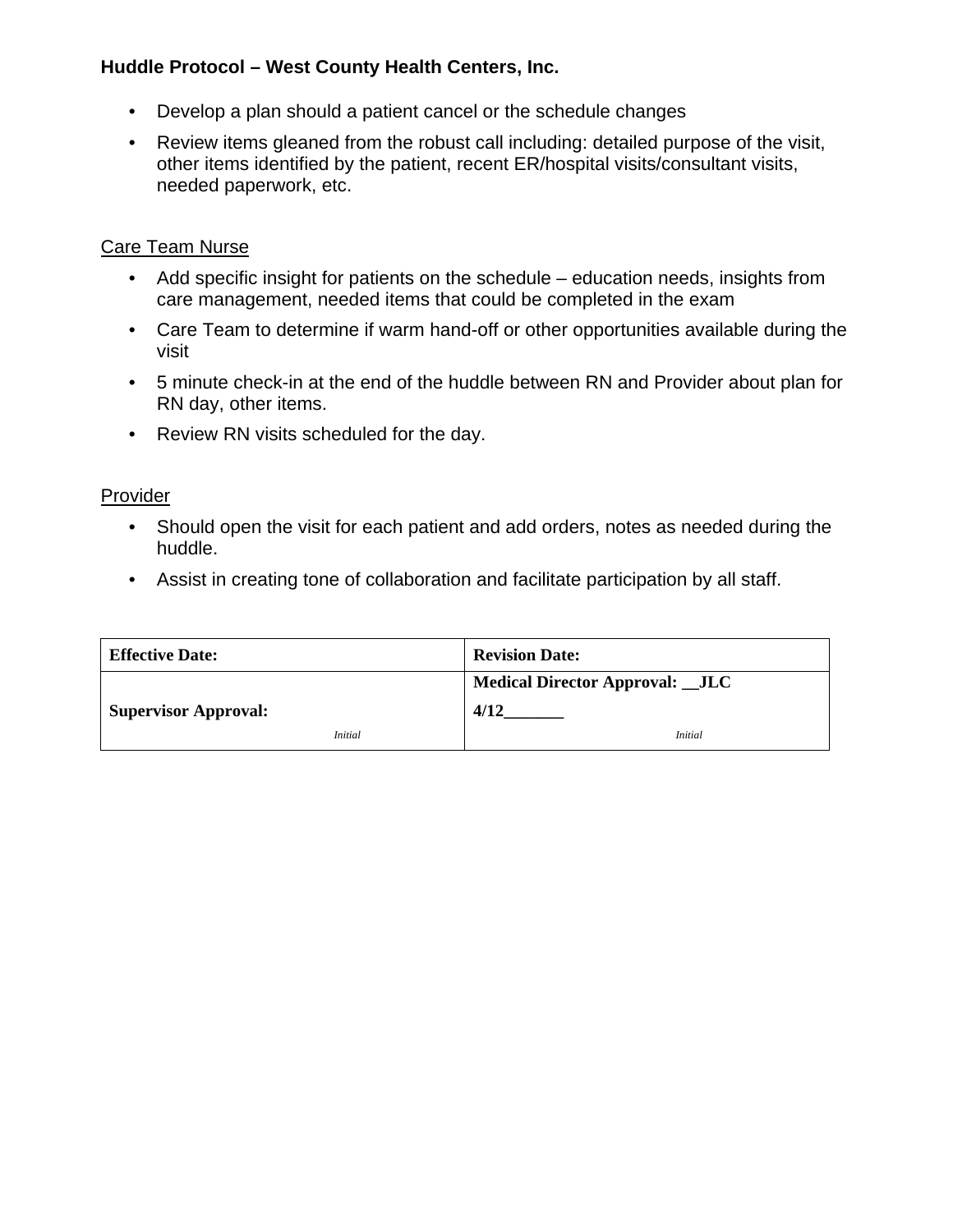**Huddle Protocol – West County Health Centers, Inc.**

- Develop a plan should a patient cancel or the schedule changes
- Review items gleaned from the robust call including: detailed purpose of the visit, other items identified by the patient, recent ER/hospital visits/consultant visits, needed paperwork, etc.

Care Team Nurse

- Add specific insight for patients on the schedule – education needs, insights from care management, needed items that could be completed in the exam
- Care Team to determine if warm hand-off or other opportunities available during the visit
- 5 minute check-in at the end of the huddle between RN and Provider about plan for RN day, other items.
- Review RN visits scheduled for the day.

Provider

- Should open the visit for each patient and add orders, notes as needed during the huddle.
- Assist in creating tone of collaboration and facilitate participation by all staff.

| | |
|---|---|
| **Effective Date:** | **Revision Date:** |
| **Supervisor Approval:** *Initial* | **Medical Director Approval: __JLC 4/12_______** *Initial* |